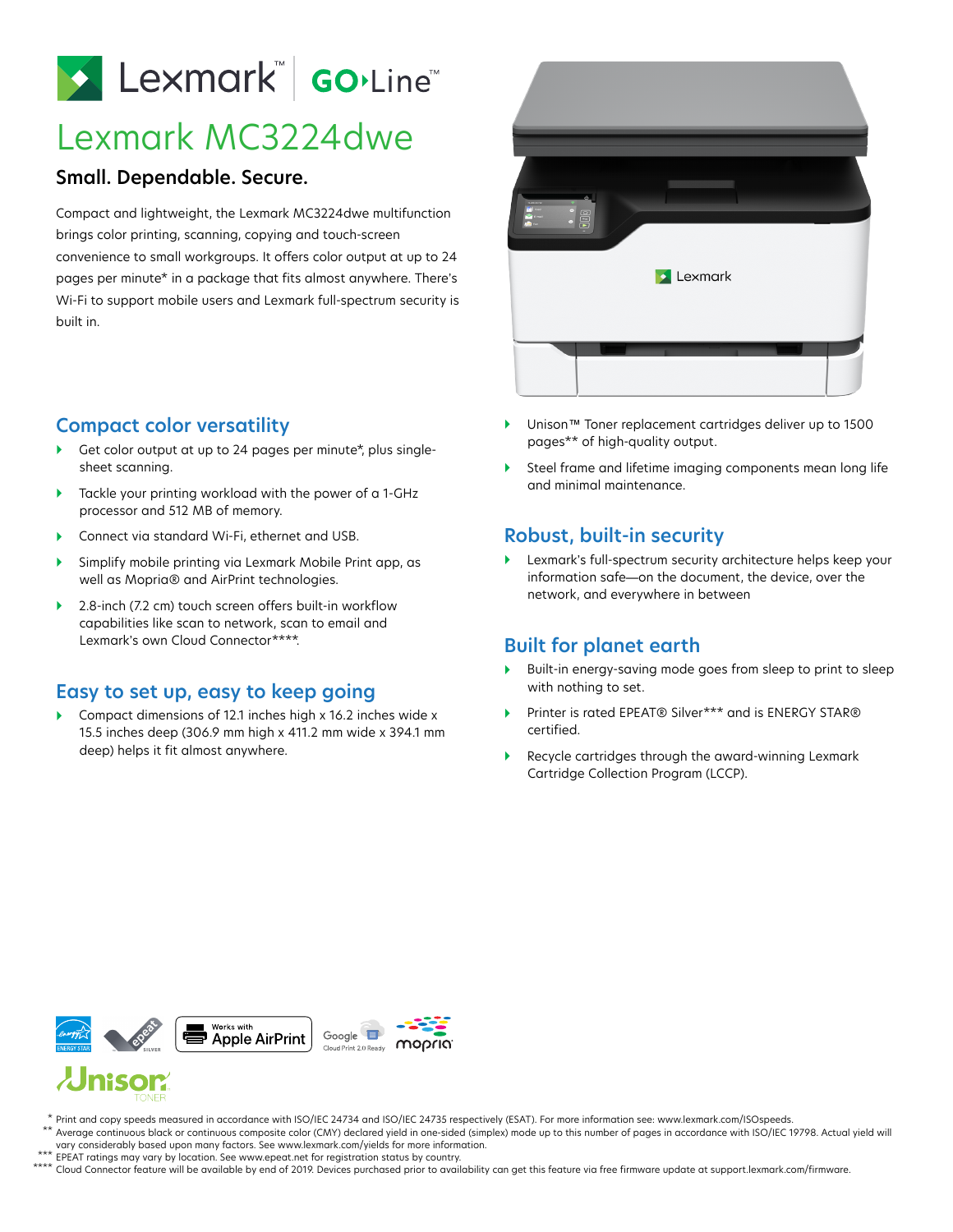Lexmark™ GO Line™

# Lexmark MC3224dwe

## Small. Dependable. Secure.

Compact and lightweight, the Lexmark MC3224dwe multifunction brings color printing, scanning, copying and touch-screen convenience to small workgroups. It offers color output at up to 24 pages per minute* in a package that fits almost anywhere. There's Wi-Fi to support mobile users and Lexmark full-spectrum security is built in.

### Compact color versatility

- Get color output at up to 24 pages per minute*, plus single-sheet scanning.
- Tackle your printing workload with the power of a 1-GHz processor and 512 MB of memory.
- Connect via standard Wi-Fi, ethernet and USB.
- Simplify mobile printing via Lexmark Mobile Print app, as well as Mopria® and AirPrint technologies.
- 2.8-inch (7.2 cm) touch screen offers built-in workflow capabilities like scan to network, scan to email and Lexmark's own Cloud Connector****.

### Easy to set up, easy to keep going

- Compact dimensions of 12.1 inches high x 16.2 inches wide x 15.5 inches deep (306.9 mm high x 411.2 mm wide x 394.1 mm deep) helps it fit almost anywhere.
- Unison™ Toner replacement cartridges deliver up to 1500 pages** of high-quality output.
- Steel frame and lifetime imaging components mean long life and minimal maintenance.

### Robust, built-in security

- Lexmark's full-spectrum security architecture helps keep your information safe—on the document, the device, over the network, and everywhere in between

### Built for planet earth

- Built-in energy-saving mode goes from sleep to print to sleep with nothing to set.
- Printer is rated EPEAT® Silver*** and is ENERGY STAR® certified.
- Recycle cartridges through the award-winning Lexmark Cartridge Collection Program (LCCP).

ENERGY STAR | epeat SILVER | Works with Apple AirPrint | Google Cloud Print 2.0 Ready | mopria

Unison TONER

\* Print and copy speeds measured in accordance with ISO/IEC 24734 and ISO/IEC 24735 respectively (ESAT). For more information see: www.lexmark.com/ISOspeeds.

\** Average continuous black or continuous composite color (CMY) declared yield in one-sided (simplex) mode up to this number of pages in accordance with ISO/IEC 19798. Actual yield will vary considerably based upon many factors. See www.lexmark.com/yields for more information.

\*** EPEAT ratings may vary by location. See www.epeat.net for registration status by country.

\**** Cloud Connector feature will be available by end of 2019. Devices purchased prior to availability can get this feature via free firmware update at support.lexmark.com/firmware.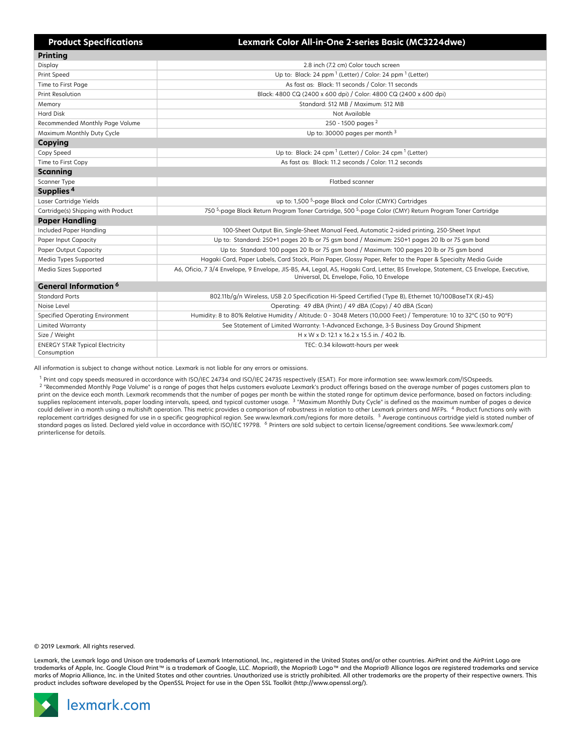| Product Specifications | Lexmark Color All-in-One 2-series Basic (MC3224dwe) |
|---|---|
| **Printing** | |
| Display | 2.8 inch (7.2 cm) Color touch screen |
| Print Speed | Up to: Black: 24 ppm [1] (Letter) / Color: 24 ppm [1] (Letter) |
| Time to First Page | As fast as: Black: 11 seconds / Color: 11 seconds |
| Print Resolution | Black: 4800 CQ (2400 x 600 dpi) / Color: 4800 CQ (2400 x 600 dpi) |
| Memory | Standard: 512 MB / Maximum: 512 MB |
| Hard Disk | Not Available |
| Recommended Monthly Page Volume | 250 - 1500 pages [2] |
| Maximum Monthly Duty Cycle | Up to: 30000 pages per month [3] |
| **Copying** | |
| Copy Speed | Up to: Black: 24 cpm [1] (Letter) / Color: 24 cpm [1] (Letter) |
| Time to First Copy | As fast as: Black: 11.2 seconds / Color: 11.2 seconds |
| **Scanning** | |
| Scanner Type | Flatbed scanner |
| **Supplies [4]** | |
| Laser Cartridge Yields | up to: 1,500 [5]-page Black and Color (CMYK) Cartridges |
| Cartridge(s) Shipping with Product | 750 [5]-page Black Return Program Toner Cartridge, 500 [5]-page Color (CMY) Return Program Toner Cartridge |
| **Paper Handling** | |
| Included Paper Handling | 100-Sheet Output Bin, Single-Sheet Manual Feed, Automatic 2-sided printing, 250-Sheet Input |
| Paper Input Capacity | Up to: Standard: 250+1 pages 20 lb or 75 gsm bond / Maximum: 250+1 pages 20 lb or 75 gsm bond |
| Paper Output Capacity | Up to: Standard: 100 pages 20 lb or 75 gsm bond / Maximum: 100 pages 20 lb or 75 gsm bond |
| Media Types Supported | Hagaki Card, Paper Labels, Card Stock, Plain Paper, Glossy Paper, Refer to the Paper & Specialty Media Guide |
| Media Sizes Supported | A6, Oficio, 7 3/4 Envelope, 9 Envelope, JIS-B5, A4, Legal, A5, Hagaki Card, Letter, B5 Envelope, Statement, C5 Envelope, Executive, Universal, DL Envelope, Folio, 10 Envelope |
| **General Information [6]** | |
| Standard Ports | 802.11b/g/n Wireless, USB 2.0 Specification Hi-Speed Certified (Type B), Ethernet 10/100BaseTX (RJ-45) |
| Noise Level | Operating: 49 dBA (Print) / 49 dBA (Copy) / 40 dBA (Scan) |
| Specified Operating Environment | Humidity: 8 to 80% Relative Humidity / Altitude: 0 - 3048 Meters (10,000 Feet) / Temperature: 10 to 32°C (50 to 90°F) |
| Limited Warranty | See Statement of Limited Warranty: 1-Advanced Exchange, 3-5 Business Day Ground Shipment |
| Size / Weight | H x W x D: 12.1 x 16.2 x 15.5 in. / 40.2 lb. |
| ENERGY STAR Typical Electricity Consumption | TEC: 0.34 kilowatt-hours per week |

All information is subject to change without notice. Lexmark is not liable for any errors or omissions.

[1] Print and copy speeds measured in accordance with ISO/IEC 24734 and ISO/IEC 24735 respectively (ESAT). For more information see: www.lexmark.com/ISOspeeds. [2] "Recommended Monthly Page Volume" is a range of pages that helps customers evaluate Lexmark's product offerings based on the average number of pages customers plan to print on the device each month. Lexmark recommends that the number of pages per month be within the stated range for optimum device performance, based on factors including: supplies replacement intervals, paper loading intervals, speed, and typical customer usage. [3] "Maximum Monthly Duty Cycle" is defined as the maximum number of pages a device could deliver in a month using a multishift operation. This metric provides a comparison of robustness in relation to other Lexmark printers and MFPs. [4] Product functions only with replacement cartridges designed for use in a specific geographical region. See www.lexmark.com/regions for more details. [5] Average continuous cartridge yield is stated number of standard pages as listed. Declared yield value in accordance with ISO/IEC 19798. [6] Printers are sold subject to certain license/agreement conditions. See www.lexmark.com/printerlicense for details.

© 2019 Lexmark. All rights reserved.

Lexmark, the Lexmark logo and Unison are trademarks of Lexmark International, Inc., registered in the United States and/or other countries. AirPrint and the AirPrint Logo are trademarks of Apple, Inc. Google Cloud Print™ is a trademark of Google, LLC. Mopria®, the Mopria® Logo™ and the Mopria® Alliance logos are registered trademarks and service marks of Mopria Alliance, Inc. in the United States and other countries. Unauthorized use is strictly prohibited. All other trademarks are the property of their respective owners. This product includes software developed by the OpenSSL Project for use in the Open SSL Toolkit (http://www.openssl.org/).

lexmark.com